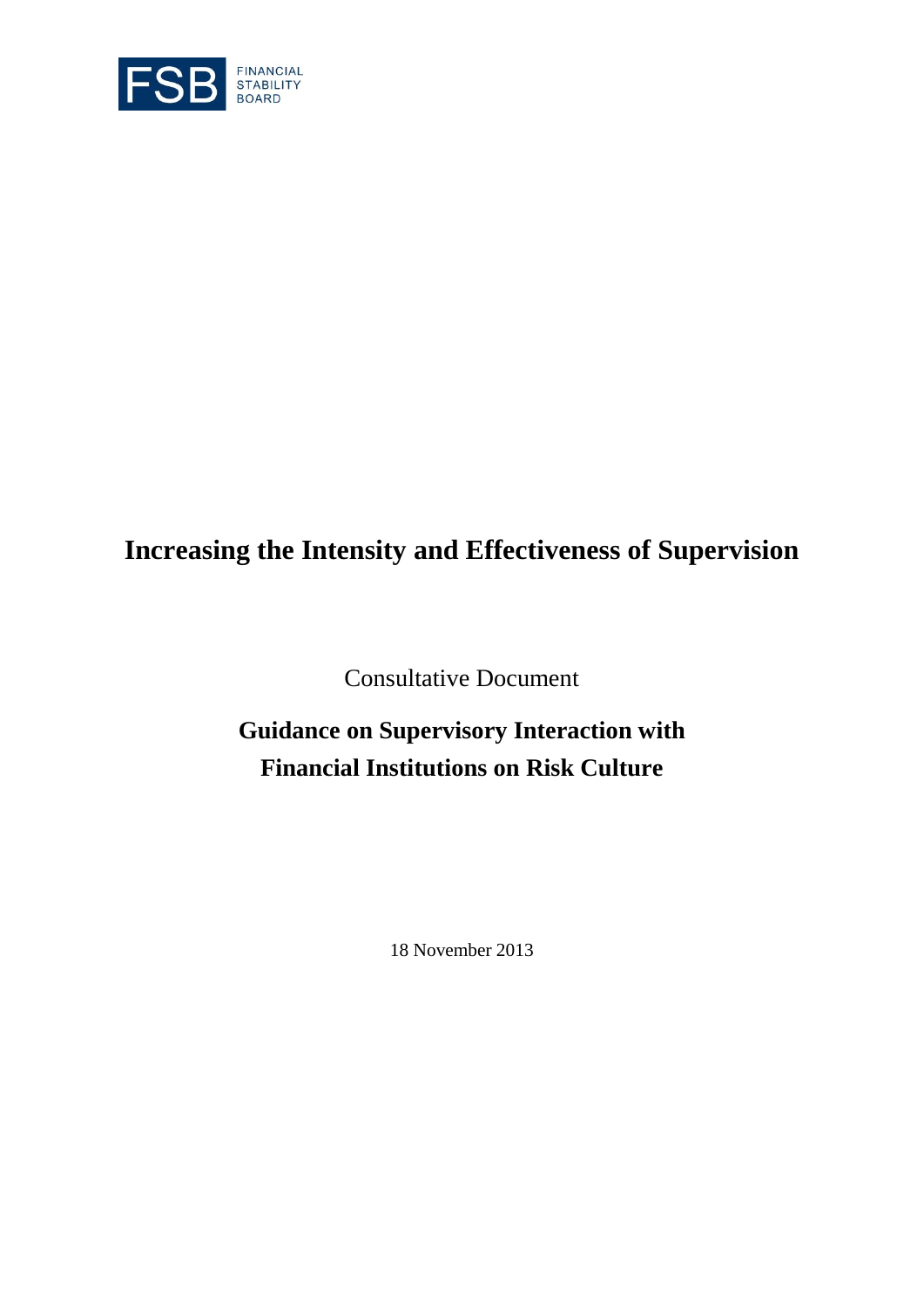FSB FINANCIAL STABILITY BOARD

# Increasing the Intensity and Effectiveness of Supervision

Consultative Document

## Guidance on Supervisory Interaction with Financial Institutions on Risk Culture

18 November 2013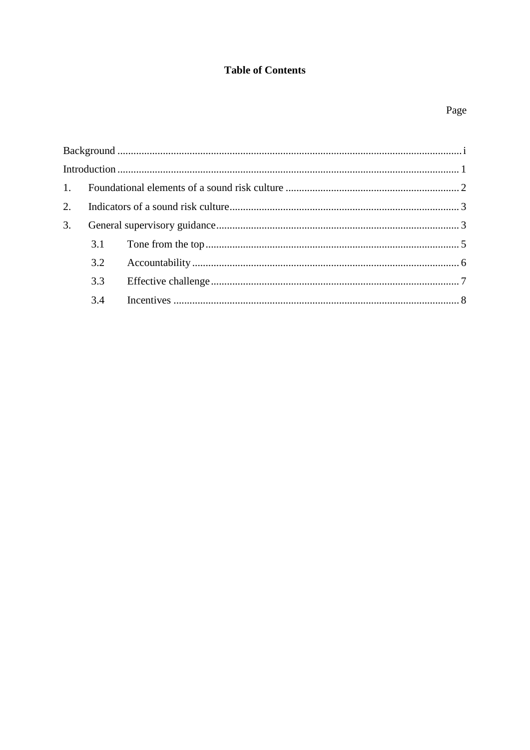**Table of Contents**

Page

Background ........................................................................................................................ i

Introduction ........................................................................................................................ 1

1. Foundational elements of a sound risk culture ................................................................ 2

2. Indicators of a sound risk culture ..................................................................................... 3

3. General supervisory guidance .......................................................................................... 3

   3.1 Tone from the top ...................................................................................................... 5

   3.2 Accountability ........................................................................................................... 6

   3.3 Effective challenge .................................................................................................... 7

   3.4 Incentives .................................................................................................................. 8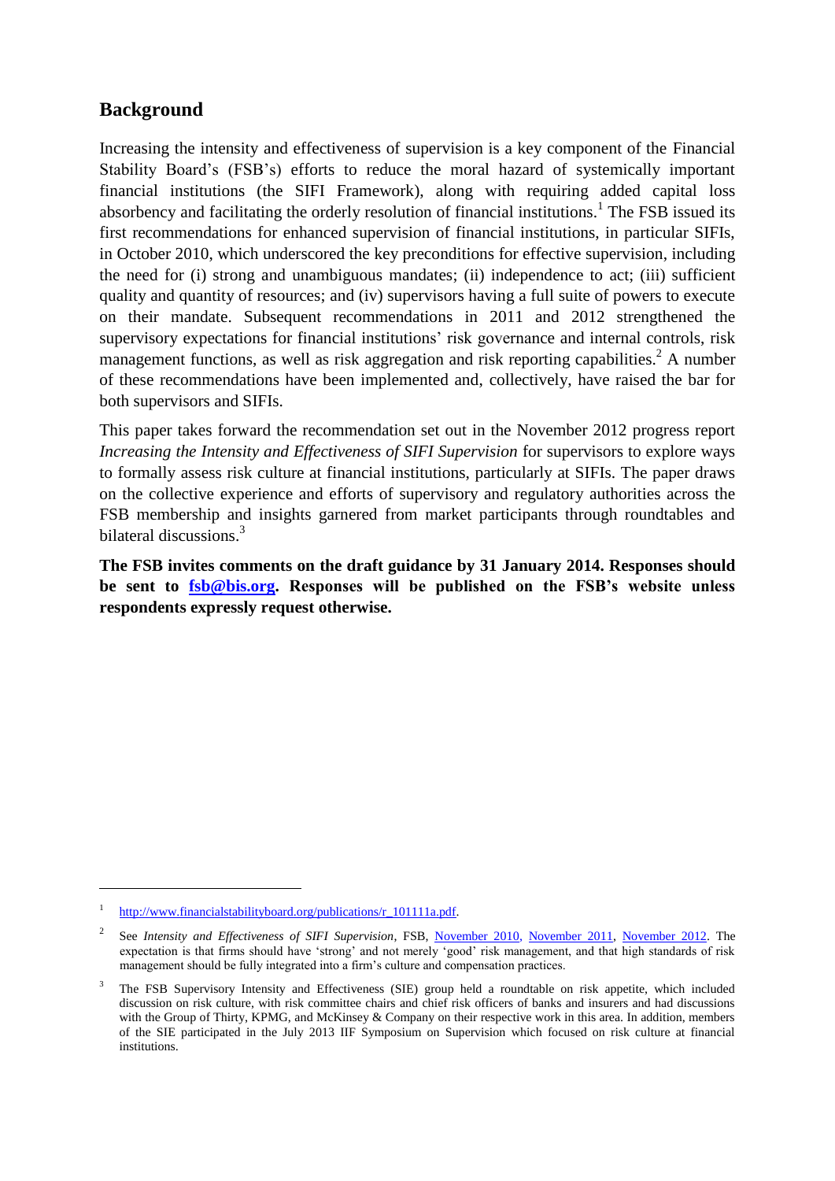## Background

Increasing the intensity and effectiveness of supervision is a key component of the Financial Stability Board's (FSB's) efforts to reduce the moral hazard of systemically important financial institutions (the SIFI Framework), along with requiring added capital loss absorbency and facilitating the orderly resolution of financial institutions.[1] The FSB issued its first recommendations for enhanced supervision of financial institutions, in particular SIFIs, in October 2010, which underscored the key preconditions for effective supervision, including the need for (i) strong and unambiguous mandates; (ii) independence to act; (iii) sufficient quality and quantity of resources; and (iv) supervisors having a full suite of powers to execute on their mandate. Subsequent recommendations in 2011 and 2012 strengthened the supervisory expectations for financial institutions' risk governance and internal controls, risk management functions, as well as risk aggregation and risk reporting capabilities.[2] A number of these recommendations have been implemented and, collectively, have raised the bar for both supervisors and SIFIs.

This paper takes forward the recommendation set out in the November 2012 progress report *Increasing the Intensity and Effectiveness of SIFI Supervision* for supervisors to explore ways to formally assess risk culture at financial institutions, particularly at SIFIs. The paper draws on the collective experience and efforts of supervisory and regulatory authorities across the FSB membership and insights garnered from market participants through roundtables and bilateral discussions.[3]

**The FSB invites comments on the draft guidance by 31 January 2014. Responses should be sent to [fsb@bis.org](mailto:fsb@bis.org). Responses will be published on the FSB's website unless respondents expressly request otherwise.**

---

[1] http://www.financialstabilityboard.org/publications/r_101111a.pdf.

[2] See *Intensity and Effectiveness of SIFI Supervision*, FSB, November 2010, November 2011, November 2012. The expectation is that firms should have 'strong' and not merely 'good' risk management, and that high standards of risk management should be fully integrated into a firm's culture and compensation practices.

[3] The FSB Supervisory Intensity and Effectiveness (SIE) group held a roundtable on risk appetite, which included discussion on risk culture, with risk committee chairs and chief risk officers of banks and insurers and had discussions with the Group of Thirty, KPMG, and McKinsey & Company on their respective work in this area. In addition, members of the SIE participated in the July 2013 IIF Symposium on Supervision which focused on risk culture at financial institutions.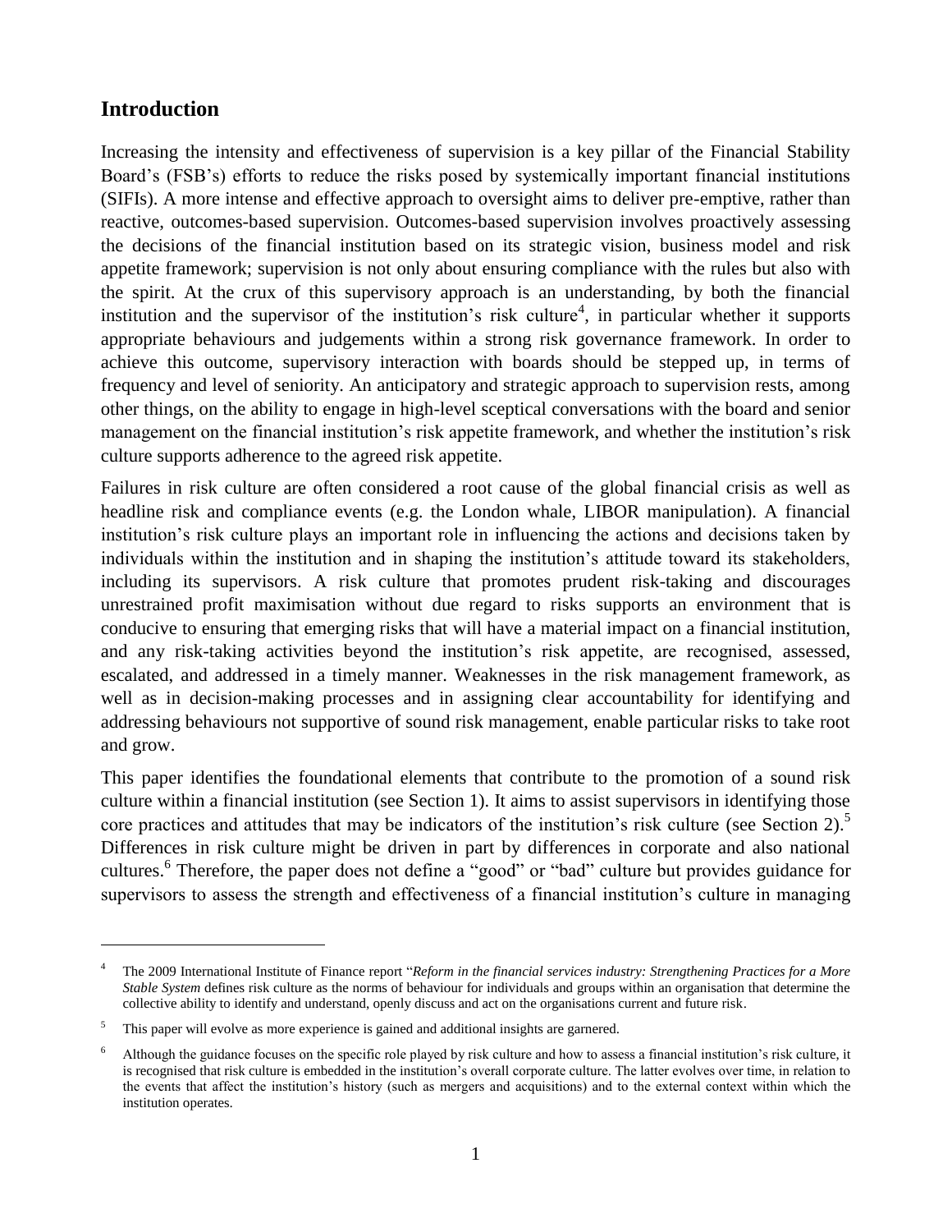## Introduction

Increasing the intensity and effectiveness of supervision is a key pillar of the Financial Stability Board's (FSB's) efforts to reduce the risks posed by systemically important financial institutions (SIFIs). A more intense and effective approach to oversight aims to deliver pre-emptive, rather than reactive, outcomes-based supervision. Outcomes-based supervision involves proactively assessing the decisions of the financial institution based on its strategic vision, business model and risk appetite framework; supervision is not only about ensuring compliance with the rules but also with the spirit. At the crux of this supervisory approach is an understanding, by both the financial institution and the supervisor of the institution's risk culture[4], in particular whether it supports appropriate behaviours and judgements within a strong risk governance framework. In order to achieve this outcome, supervisory interaction with boards should be stepped up, in terms of frequency and level of seniority. An anticipatory and strategic approach to supervision rests, among other things, on the ability to engage in high-level sceptical conversations with the board and senior management on the financial institution's risk appetite framework, and whether the institution's risk culture supports adherence to the agreed risk appetite.

Failures in risk culture are often considered a root cause of the global financial crisis as well as headline risk and compliance events (e.g. the London whale, LIBOR manipulation). A financial institution's risk culture plays an important role in influencing the actions and decisions taken by individuals within the institution and in shaping the institution's attitude toward its stakeholders, including its supervisors. A risk culture that promotes prudent risk-taking and discourages unrestrained profit maximisation without due regard to risks supports an environment that is conducive to ensuring that emerging risks that will have a material impact on a financial institution, and any risk-taking activities beyond the institution's risk appetite, are recognised, assessed, escalated, and addressed in a timely manner. Weaknesses in the risk management framework, as well as in decision-making processes and in assigning clear accountability for identifying and addressing behaviours not supportive of sound risk management, enable particular risks to take root and grow.

This paper identifies the foundational elements that contribute to the promotion of a sound risk culture within a financial institution (see Section 1). It aims to assist supervisors in identifying those core practices and attitudes that may be indicators of the institution's risk culture (see Section 2).[5] Differences in risk culture might be driven in part by differences in corporate and also national cultures.[6] Therefore, the paper does not define a "good" or "bad" culture but provides guidance for supervisors to assess the strength and effectiveness of a financial institution's culture in managing

---

[4] The 2009 International Institute of Finance report "*Reform in the financial services industry: Strengthening Practices for a More Stable System* defines risk culture as the norms of behaviour for individuals and groups within an organisation that determine the collective ability to identify and understand, openly discuss and act on the organisations current and future risk.

[5] This paper will evolve as more experience is gained and additional insights are garnered.

[6] Although the guidance focuses on the specific role played by risk culture and how to assess a financial institution's risk culture, it is recognised that risk culture is embedded in the institution's overall corporate culture. The latter evolves over time, in relation to the events that affect the institution's history (such as mergers and acquisitions) and to the external context within which the institution operates.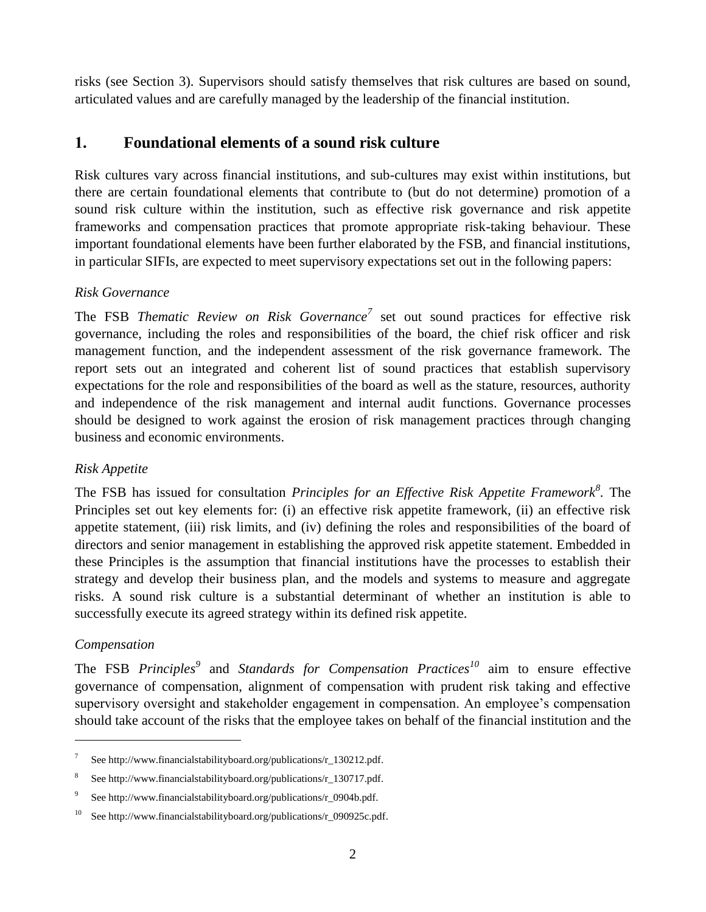risks (see Section 3). Supervisors should satisfy themselves that risk cultures are based on sound, articulated values and are carefully managed by the leadership of the financial institution.

## 1. Foundational elements of a sound risk culture

Risk cultures vary across financial institutions, and sub-cultures may exist within institutions, but there are certain foundational elements that contribute to (but do not determine) promotion of a sound risk culture within the institution, such as effective risk governance and risk appetite frameworks and compensation practices that promote appropriate risk-taking behaviour. These important foundational elements have been further elaborated by the FSB, and financial institutions, in particular SIFIs, are expected to meet supervisory expectations set out in the following papers:

*Risk Governance*

The FSB *Thematic Review on Risk Governance*[7] set out sound practices for effective risk governance, including the roles and responsibilities of the board, the chief risk officer and risk management function, and the independent assessment of the risk governance framework. The report sets out an integrated and coherent list of sound practices that establish supervisory expectations for the role and responsibilities of the board as well as the stature, resources, authority and independence of the risk management and internal audit functions. Governance processes should be designed to work against the erosion of risk management practices through changing business and economic environments.

*Risk Appetite*

The FSB has issued for consultation *Principles for an Effective Risk Appetite Framework*[8]. The Principles set out key elements for: (i) an effective risk appetite framework, (ii) an effective risk appetite statement, (iii) risk limits, and (iv) defining the roles and responsibilities of the board of directors and senior management in establishing the approved risk appetite statement. Embedded in these Principles is the assumption that financial institutions have the processes to establish their strategy and develop their business plan, and the models and systems to measure and aggregate risks. A sound risk culture is a substantial determinant of whether an institution is able to successfully execute its agreed strategy within its defined risk appetite.

*Compensation*

The FSB *Principles*[9] and *Standards for Compensation Practices*[10] aim to ensure effective governance of compensation, alignment of compensation with prudent risk taking and effective supervisory oversight and stakeholder engagement in compensation. An employee's compensation should take account of the risks that the employee takes on behalf of the financial institution and the

---

[7] See http://www.financialstabilityboard.org/publications/r_130212.pdf.

[8] See http://www.financialstabilityboard.org/publications/r_130717.pdf.

[9] See http://www.financialstabilityboard.org/publications/r_0904b.pdf.

[10] See http://www.financialstabilityboard.org/publications/r_090925c.pdf.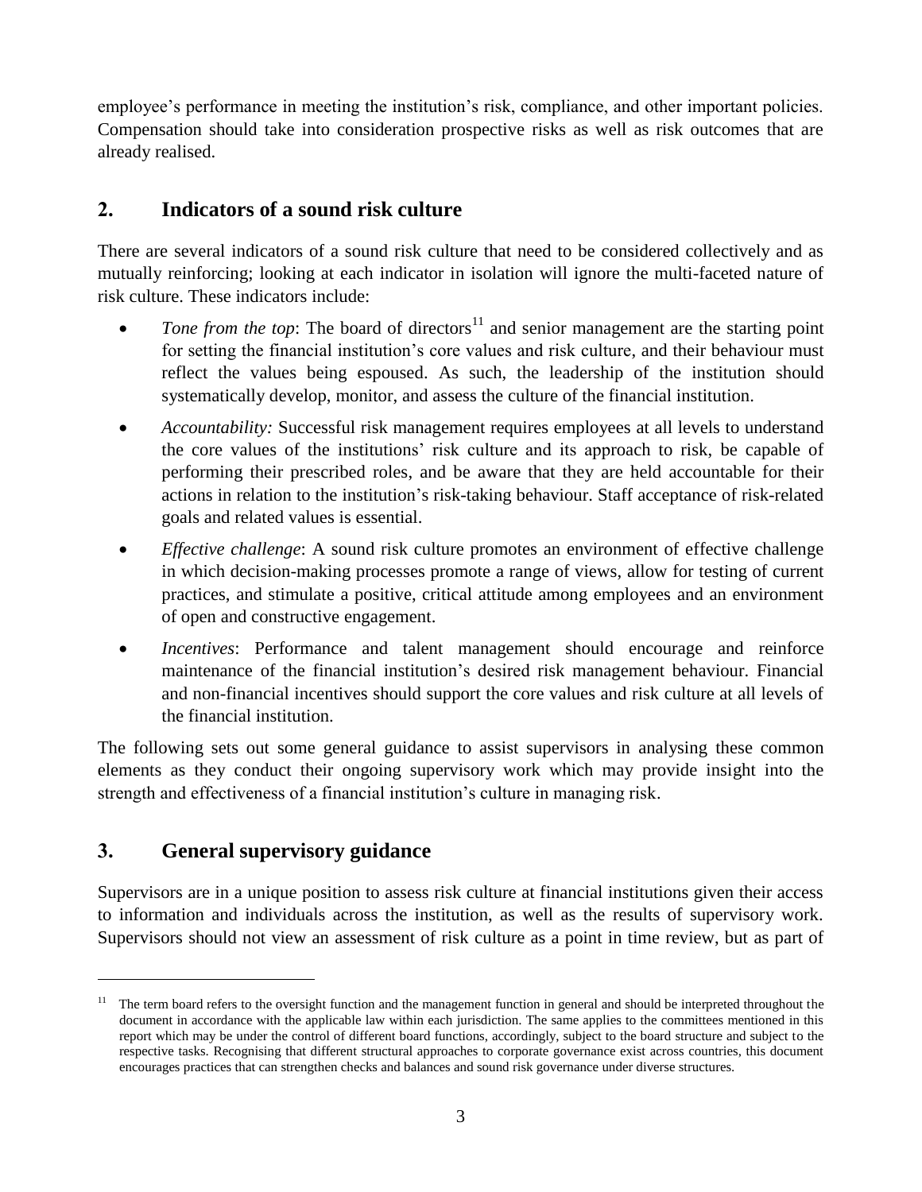employee's performance in meeting the institution's risk, compliance, and other important policies. Compensation should take into consideration prospective risks as well as risk outcomes that are already realised.

## 2. Indicators of a sound risk culture

There are several indicators of a sound risk culture that need to be considered collectively and as mutually reinforcing; looking at each indicator in isolation will ignore the multi-faceted nature of risk culture. These indicators include:

- *Tone from the top*: The board of directors[11] and senior management are the starting point for setting the financial institution's core values and risk culture, and their behaviour must reflect the values being espoused. As such, the leadership of the institution should systematically develop, monitor, and assess the culture of the financial institution.
- *Accountability:* Successful risk management requires employees at all levels to understand the core values of the institutions' risk culture and its approach to risk, be capable of performing their prescribed roles, and be aware that they are held accountable for their actions in relation to the institution's risk-taking behaviour. Staff acceptance of risk-related goals and related values is essential.
- *Effective challenge*: A sound risk culture promotes an environment of effective challenge in which decision-making processes promote a range of views, allow for testing of current practices, and stimulate a positive, critical attitude among employees and an environment of open and constructive engagement.
- *Incentives*: Performance and talent management should encourage and reinforce maintenance of the financial institution's desired risk management behaviour. Financial and non-financial incentives should support the core values and risk culture at all levels of the financial institution.

The following sets out some general guidance to assist supervisors in analysing these common elements as they conduct their ongoing supervisory work which may provide insight into the strength and effectiveness of a financial institution's culture in managing risk.

## 3. General supervisory guidance

Supervisors are in a unique position to assess risk culture at financial institutions given their access to information and individuals across the institution, as well as the results of supervisory work. Supervisors should not view an assessment of risk culture as a point in time review, but as part of

[11] The term board refers to the oversight function and the management function in general and should be interpreted throughout the document in accordance with the applicable law within each jurisdiction. The same applies to the committees mentioned in this report which may be under the control of different board functions, accordingly, subject to the board structure and subject to the respective tasks. Recognising that different structural approaches to corporate governance exist across countries, this document encourages practices that can strengthen checks and balances and sound risk governance under diverse structures.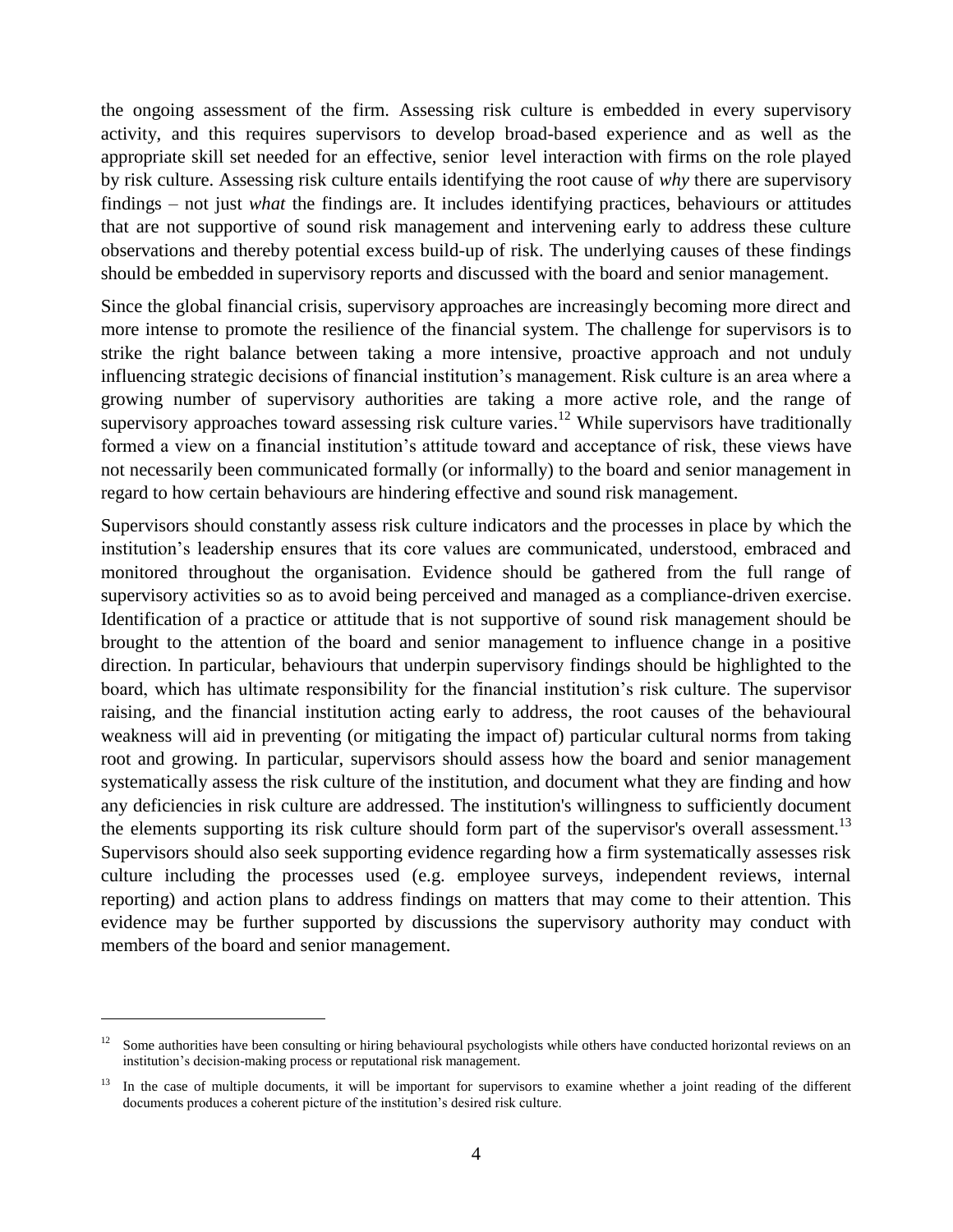the ongoing assessment of the firm. Assessing risk culture is embedded in every supervisory activity, and this requires supervisors to develop broad-based experience and as well as the appropriate skill set needed for an effective, senior level interaction with firms on the role played by risk culture. Assessing risk culture entails identifying the root cause of *why* there are supervisory findings – not just *what* the findings are. It includes identifying practices, behaviours or attitudes that are not supportive of sound risk management and intervening early to address these culture observations and thereby potential excess build-up of risk. The underlying causes of these findings should be embedded in supervisory reports and discussed with the board and senior management.

Since the global financial crisis, supervisory approaches are increasingly becoming more direct and more intense to promote the resilience of the financial system. The challenge for supervisors is to strike the right balance between taking a more intensive, proactive approach and not unduly influencing strategic decisions of financial institution's management. Risk culture is an area where a growing number of supervisory authorities are taking a more active role, and the range of supervisory approaches toward assessing risk culture varies.[12] While supervisors have traditionally formed a view on a financial institution's attitude toward and acceptance of risk, these views have not necessarily been communicated formally (or informally) to the board and senior management in regard to how certain behaviours are hindering effective and sound risk management.

Supervisors should constantly assess risk culture indicators and the processes in place by which the institution's leadership ensures that its core values are communicated, understood, embraced and monitored throughout the organisation. Evidence should be gathered from the full range of supervisory activities so as to avoid being perceived and managed as a compliance-driven exercise. Identification of a practice or attitude that is not supportive of sound risk management should be brought to the attention of the board and senior management to influence change in a positive direction. In particular, behaviours that underpin supervisory findings should be highlighted to the board, which has ultimate responsibility for the financial institution's risk culture. The supervisor raising, and the financial institution acting early to address, the root causes of the behavioural weakness will aid in preventing (or mitigating the impact of) particular cultural norms from taking root and growing. In particular, supervisors should assess how the board and senior management systematically assess the risk culture of the institution, and document what they are finding and how any deficiencies in risk culture are addressed. The institution's willingness to sufficiently document the elements supporting its risk culture should form part of the supervisor's overall assessment.[13] Supervisors should also seek supporting evidence regarding how a firm systematically assesses risk culture including the processes used (e.g. employee surveys, independent reviews, internal reporting) and action plans to address findings on matters that may come to their attention. This evidence may be further supported by discussions the supervisory authority may conduct with members of the board and senior management.

---

[12] Some authorities have been consulting or hiring behavioural psychologists while others have conducted horizontal reviews on an institution's decision-making process or reputational risk management.

[13] In the case of multiple documents, it will be important for supervisors to examine whether a joint reading of the different documents produces a coherent picture of the institution's desired risk culture.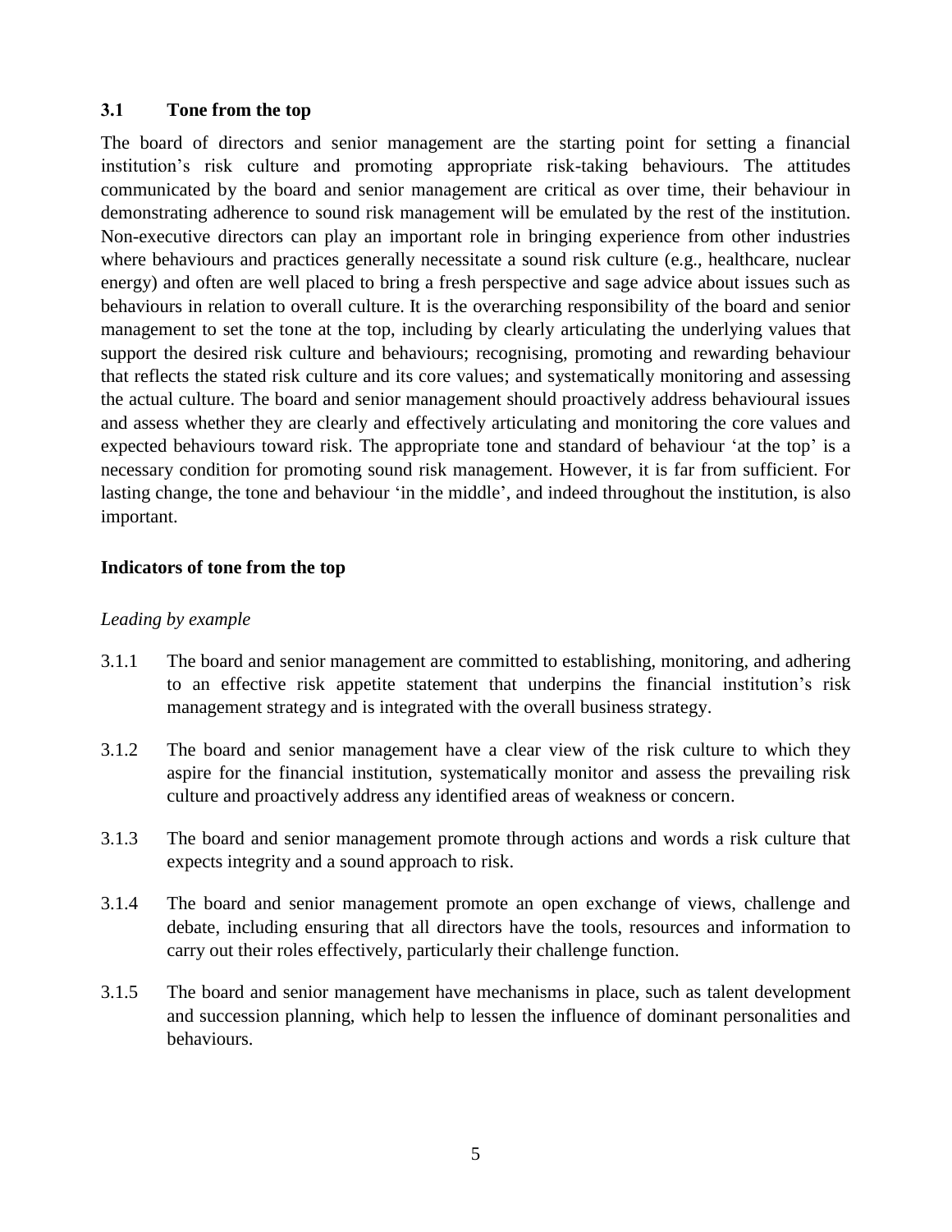### 3.1 Tone from the top

The board of directors and senior management are the starting point for setting a financial institution's risk culture and promoting appropriate risk-taking behaviours. The attitudes communicated by the board and senior management are critical as over time, their behaviour in demonstrating adherence to sound risk management will be emulated by the rest of the institution. Non-executive directors can play an important role in bringing experience from other industries where behaviours and practices generally necessitate a sound risk culture (e.g., healthcare, nuclear energy) and often are well placed to bring a fresh perspective and sage advice about issues such as behaviours in relation to overall culture. It is the overarching responsibility of the board and senior management to set the tone at the top, including by clearly articulating the underlying values that support the desired risk culture and behaviours; recognising, promoting and rewarding behaviour that reflects the stated risk culture and its core values; and systematically monitoring and assessing the actual culture. The board and senior management should proactively address behavioural issues and assess whether they are clearly and effectively articulating and monitoring the core values and expected behaviours toward risk. The appropriate tone and standard of behaviour 'at the top' is a necessary condition for promoting sound risk management. However, it is far from sufficient. For lasting change, the tone and behaviour 'in the middle', and indeed throughout the institution, is also important.

#### Indicators of tone from the top

*Leading by example*

3.1.1 The board and senior management are committed to establishing, monitoring, and adhering to an effective risk appetite statement that underpins the financial institution's risk management strategy and is integrated with the overall business strategy.

3.1.2 The board and senior management have a clear view of the risk culture to which they aspire for the financial institution, systematically monitor and assess the prevailing risk culture and proactively address any identified areas of weakness or concern.

3.1.3 The board and senior management promote through actions and words a risk culture that expects integrity and a sound approach to risk.

3.1.4 The board and senior management promote an open exchange of views, challenge and debate, including ensuring that all directors have the tools, resources and information to carry out their roles effectively, particularly their challenge function.

3.1.5 The board and senior management have mechanisms in place, such as talent development and succession planning, which help to lessen the influence of dominant personalities and behaviours.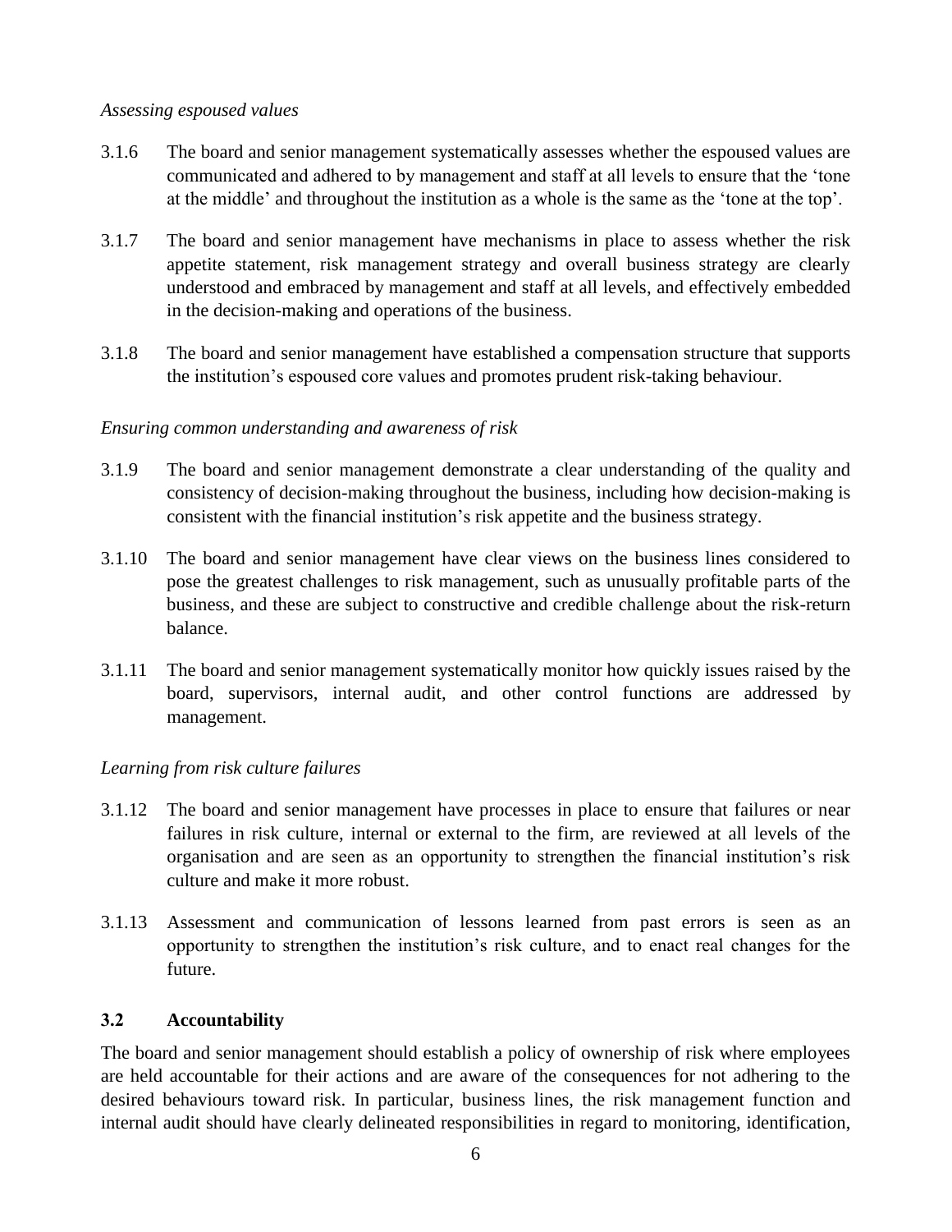*Assessing espoused values*

3.1.6 The board and senior management systematically assesses whether the espoused values are communicated and adhered to by management and staff at all levels to ensure that the 'tone at the middle' and throughout the institution as a whole is the same as the 'tone at the top'.

3.1.7 The board and senior management have mechanisms in place to assess whether the risk appetite statement, risk management strategy and overall business strategy are clearly understood and embraced by management and staff at all levels, and effectively embedded in the decision-making and operations of the business.

3.1.8 The board and senior management have established a compensation structure that supports the institution's espoused core values and promotes prudent risk-taking behaviour.

*Ensuring common understanding and awareness of risk*

3.1.9 The board and senior management demonstrate a clear understanding of the quality and consistency of decision-making throughout the business, including how decision-making is consistent with the financial institution's risk appetite and the business strategy.

3.1.10 The board and senior management have clear views on the business lines considered to pose the greatest challenges to risk management, such as unusually profitable parts of the business, and these are subject to constructive and credible challenge about the risk-return balance.

3.1.11 The board and senior management systematically monitor how quickly issues raised by the board, supervisors, internal audit, and other control functions are addressed by management.

*Learning from risk culture failures*

3.1.12 The board and senior management have processes in place to ensure that failures or near failures in risk culture, internal or external to the firm, are reviewed at all levels of the organisation and are seen as an opportunity to strengthen the financial institution's risk culture and make it more robust.

3.1.13 Assessment and communication of lessons learned from past errors is seen as an opportunity to strengthen the institution's risk culture, and to enact real changes for the future.

### 3.2 Accountability

The board and senior management should establish a policy of ownership of risk where employees are held accountable for their actions and are aware of the consequences for not adhering to the desired behaviours toward risk. In particular, business lines, the risk management function and internal audit should have clearly delineated responsibilities in regard to monitoring, identification,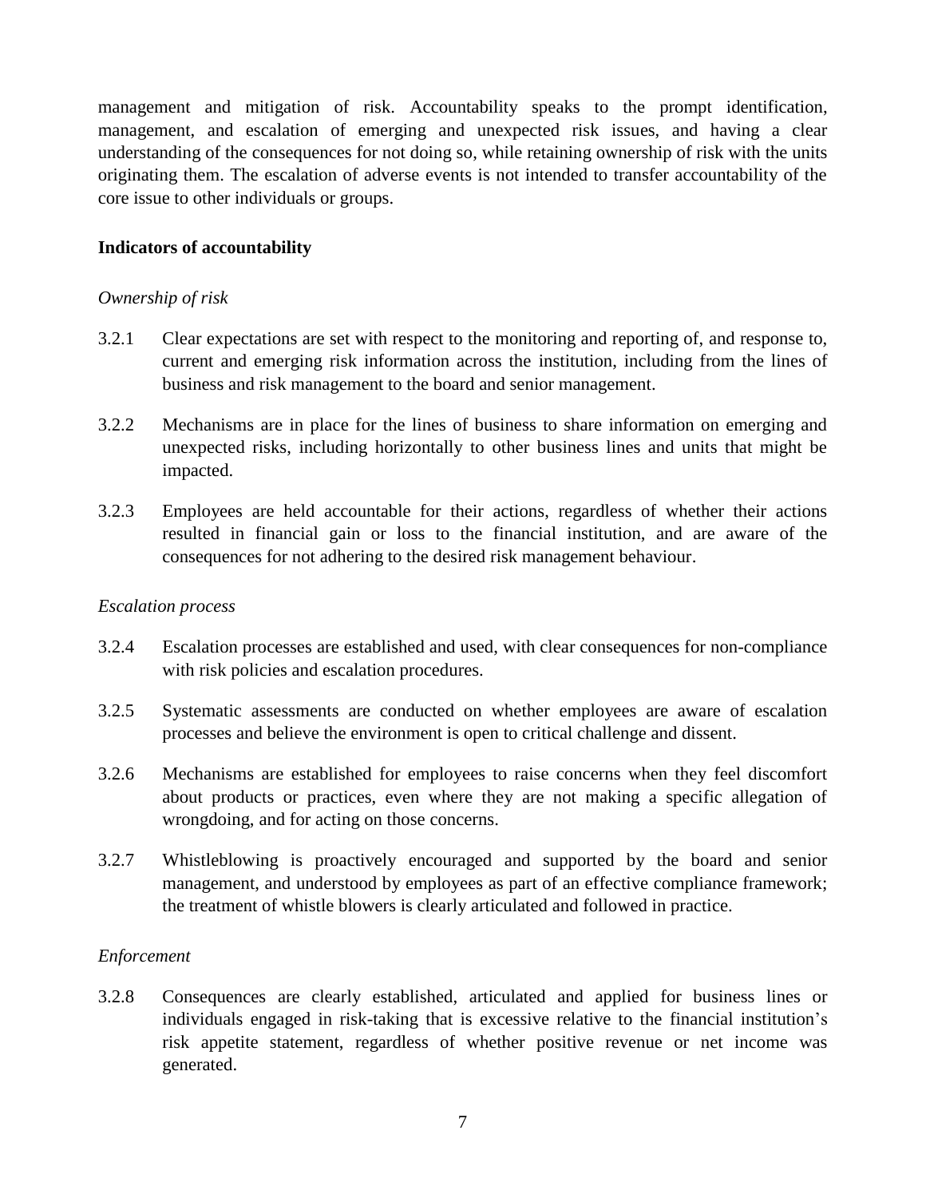management and mitigation of risk. Accountability speaks to the prompt identification, management, and escalation of emerging and unexpected risk issues, and having a clear understanding of the consequences for not doing so, while retaining ownership of risk with the units originating them. The escalation of adverse events is not intended to transfer accountability of the core issue to other individuals or groups.

**Indicators of accountability**

*Ownership of risk*

3.2.1 Clear expectations are set with respect to the monitoring and reporting of, and response to, current and emerging risk information across the institution, including from the lines of business and risk management to the board and senior management.

3.2.2 Mechanisms are in place for the lines of business to share information on emerging and unexpected risks, including horizontally to other business lines and units that might be impacted.

3.2.3 Employees are held accountable for their actions, regardless of whether their actions resulted in financial gain or loss to the financial institution, and are aware of the consequences for not adhering to the desired risk management behaviour.

*Escalation process*

3.2.4 Escalation processes are established and used, with clear consequences for non-compliance with risk policies and escalation procedures.

3.2.5 Systematic assessments are conducted on whether employees are aware of escalation processes and believe the environment is open to critical challenge and dissent.

3.2.6 Mechanisms are established for employees to raise concerns when they feel discomfort about products or practices, even where they are not making a specific allegation of wrongdoing, and for acting on those concerns.

3.2.7 Whistleblowing is proactively encouraged and supported by the board and senior management, and understood by employees as part of an effective compliance framework; the treatment of whistle blowers is clearly articulated and followed in practice.

*Enforcement*

3.2.8 Consequences are clearly established, articulated and applied for business lines or individuals engaged in risk-taking that is excessive relative to the financial institution's risk appetite statement, regardless of whether positive revenue or net income was generated.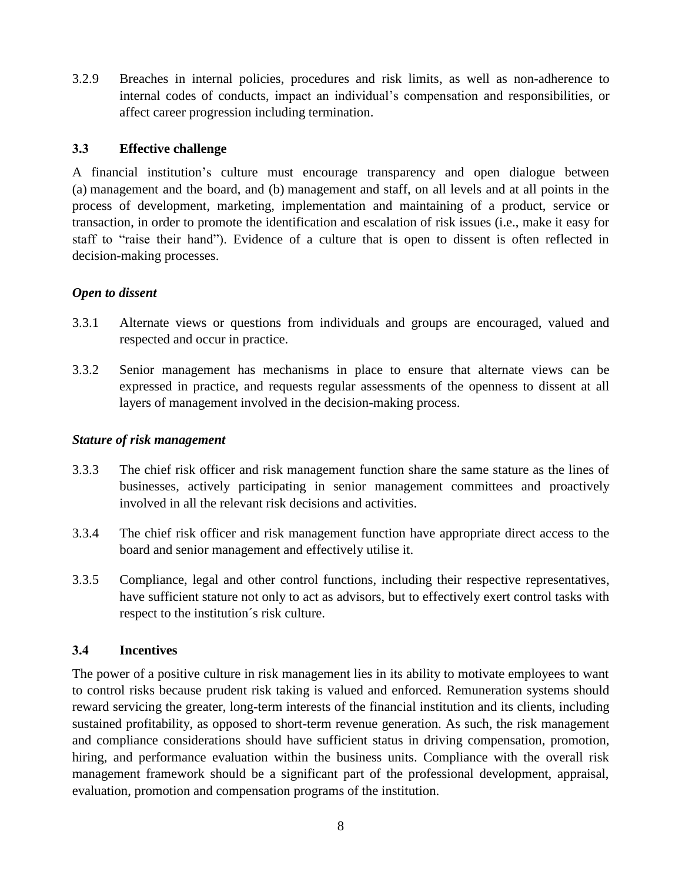3.2.9 Breaches in internal policies, procedures and risk limits, as well as non-adherence to internal codes of conducts, impact an individual's compensation and responsibilities, or affect career progression including termination.

### 3.3 Effective challenge

A financial institution's culture must encourage transparency and open dialogue between (a) management and the board, and (b) management and staff, on all levels and at all points in the process of development, marketing, implementation and maintaining of a product, service or transaction, in order to promote the identification and escalation of risk issues (i.e., make it easy for staff to "raise their hand"). Evidence of a culture that is open to dissent is often reflected in decision-making processes.

***Open to dissent***

3.3.1 Alternate views or questions from individuals and groups are encouraged, valued and respected and occur in practice.

3.3.2 Senior management has mechanisms in place to ensure that alternate views can be expressed in practice, and requests regular assessments of the openness to dissent at all layers of management involved in the decision-making process.

***Stature of risk management***

3.3.3 The chief risk officer and risk management function share the same stature as the lines of businesses, actively participating in senior management committees and proactively involved in all the relevant risk decisions and activities.

3.3.4 The chief risk officer and risk management function have appropriate direct access to the board and senior management and effectively utilise it.

3.3.5 Compliance, legal and other control functions, including their respective representatives, have sufficient stature not only to act as advisors, but to effectively exert control tasks with respect to the institution´s risk culture.

### 3.4 Incentives

The power of a positive culture in risk management lies in its ability to motivate employees to want to control risks because prudent risk taking is valued and enforced. Remuneration systems should reward servicing the greater, long-term interests of the financial institution and its clients, including sustained profitability, as opposed to short-term revenue generation. As such, the risk management and compliance considerations should have sufficient status in driving compensation, promotion, hiring, and performance evaluation within the business units. Compliance with the overall risk management framework should be a significant part of the professional development, appraisal, evaluation, promotion and compensation programs of the institution.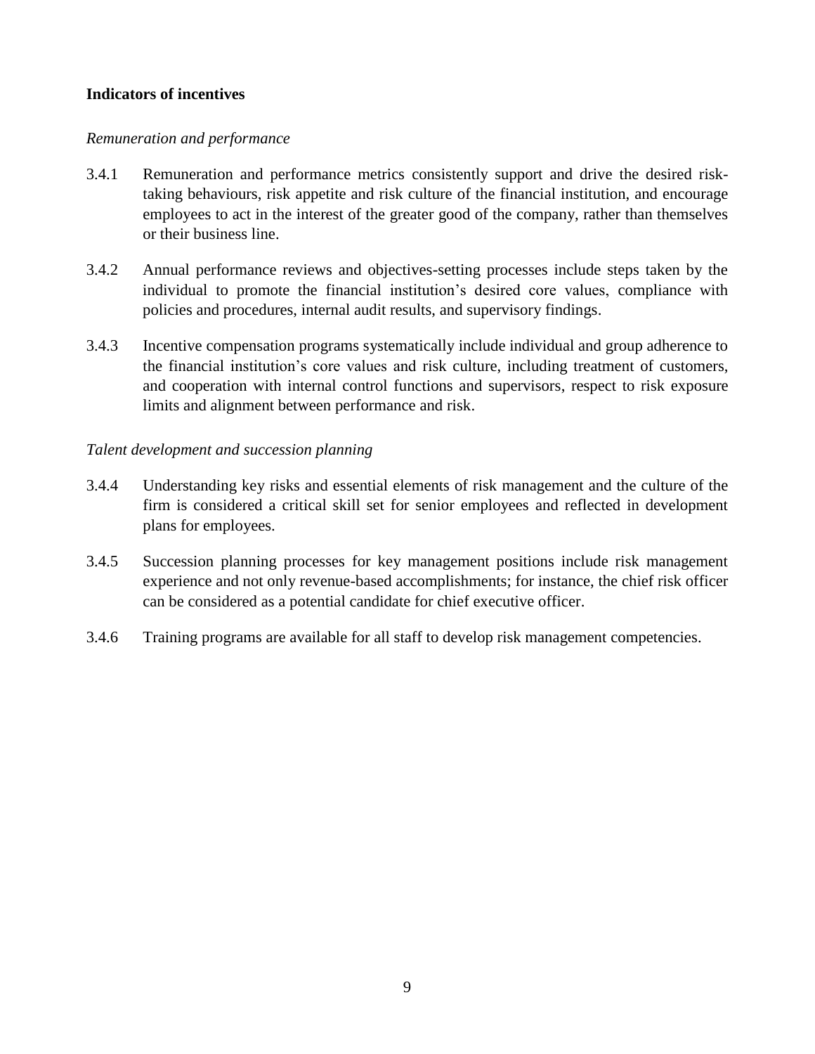**Indicators of incentives**

*Remuneration and performance*

3.4.1 Remuneration and performance metrics consistently support and drive the desired risk-taking behaviours, risk appetite and risk culture of the financial institution, and encourage employees to act in the interest of the greater good of the company, rather than themselves or their business line.

3.4.2 Annual performance reviews and objectives-setting processes include steps taken by the individual to promote the financial institution's desired core values, compliance with policies and procedures, internal audit results, and supervisory findings.

3.4.3 Incentive compensation programs systematically include individual and group adherence to the financial institution's core values and risk culture, including treatment of customers, and cooperation with internal control functions and supervisors, respect to risk exposure limits and alignment between performance and risk.

*Talent development and succession planning*

3.4.4 Understanding key risks and essential elements of risk management and the culture of the firm is considered a critical skill set for senior employees and reflected in development plans for employees.

3.4.5 Succession planning processes for key management positions include risk management experience and not only revenue-based accomplishments; for instance, the chief risk officer can be considered as a potential candidate for chief executive officer.

3.4.6 Training programs are available for all staff to develop risk management competencies.